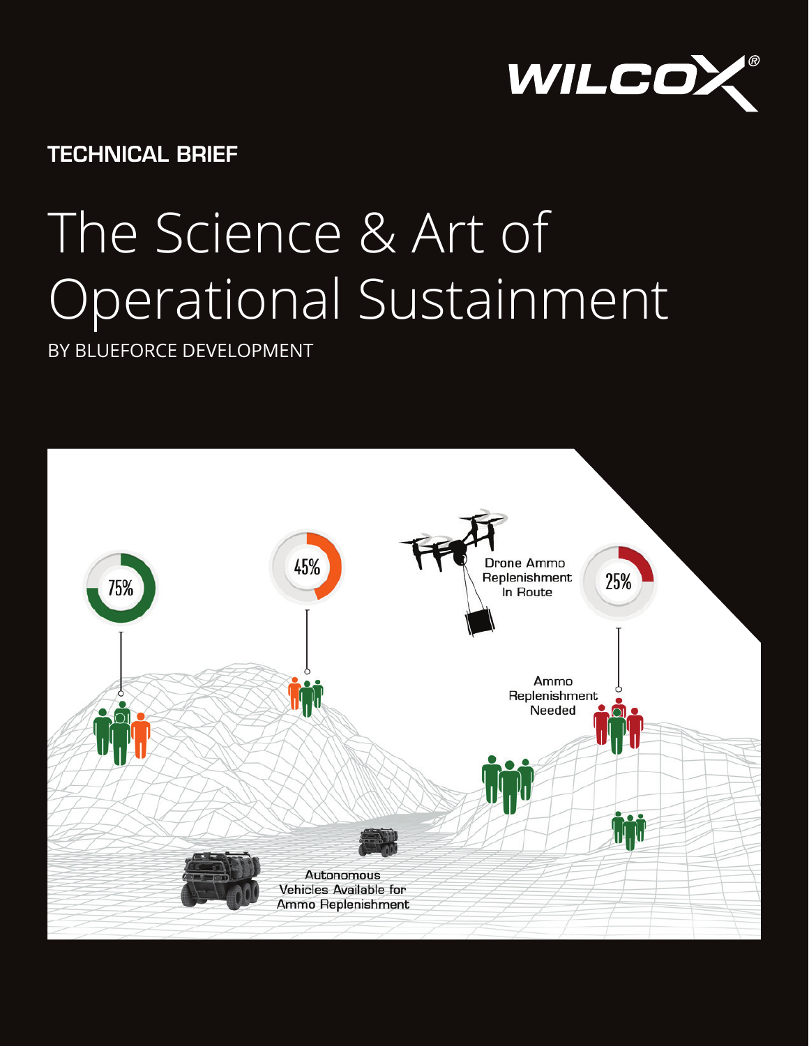WILCOX®

**TECHNICAL BRIEF**

# The Science & Art of Operational Sustainment

BY BLUEFORCE DEVELOPMENT

75%

45%

Drone Ammo Replenishment In Route

25%

Ammo Replenishment Needed

Autonomous Vehicles Available for Ammo Replenishment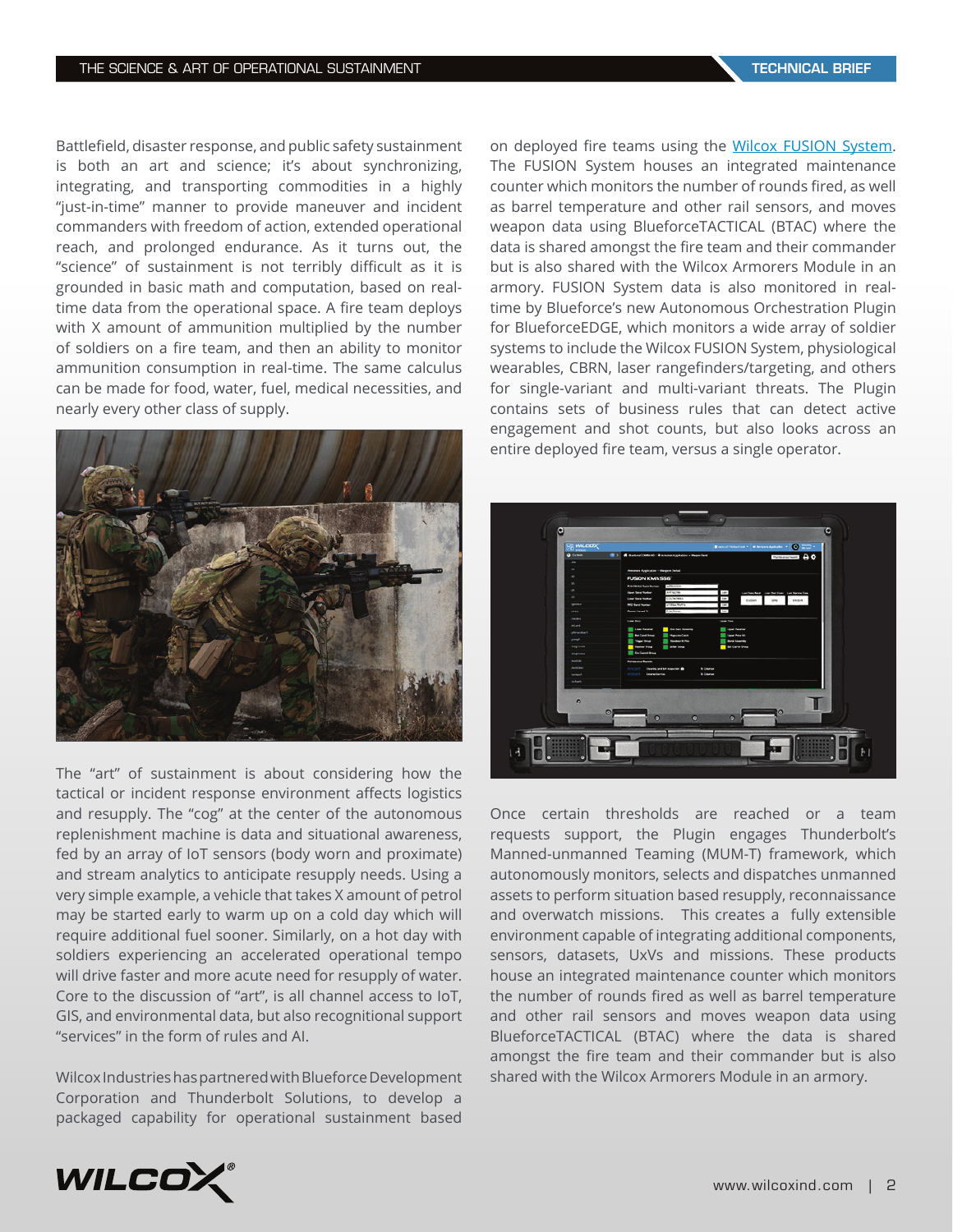Battlefield, disaster response, and public safety sustainment is both an art and science; it's about synchronizing, integrating, and transporting commodities in a highly "just-in-time" manner to provide maneuver and incident commanders with freedom of action, extended operational reach, and prolonged endurance. As it turns out, the "science" of sustainment is not terribly difficult as it is grounded in basic math and computation, based on real-time data from the operational space. A fire team deploys with X amount of ammunition multiplied by the number of soldiers on a fire team, and then an ability to monitor ammunition consumption in real-time. The same calculus can be made for food, water, fuel, medical necessities, and nearly every other class of supply.

The "art" of sustainment is about considering how the tactical or incident response environment affects logistics and resupply. The "cog" at the center of the autonomous replenishment machine is data and situational awareness, fed by an array of IoT sensors (body worn and proximate) and stream analytics to anticipate resupply needs. Using a very simple example, a vehicle that takes X amount of petrol may be started early to warm up on a cold day which will require additional fuel sooner. Similarly, on a hot day with soldiers experiencing an accelerated operational tempo will drive faster and more acute need for resupply of water. Core to the discussion of "art", is all channel access to IoT, GIS, and environmental data, but also recognitional support "services" in the form of rules and AI.

Wilcox Industries has partnered with Blueforce Development Corporation and Thunderbolt Solutions, to develop a packaged capability for operational sustainment based on deployed fire teams using the Wilcox FUSION System. The FUSION System houses an integrated maintenance counter which monitors the number of rounds fired, as well as barrel temperature and other rail sensors, and moves weapon data using BlueforceTACTICAL (BTAC) where the data is shared amongst the fire team and their commander but is also shared with the Wilcox Armorers Module in an armory. FUSION System data is also monitored in real-time by Blueforce's new Autonomous Orchestration Plugin for BlueforceEDGE, which monitors a wide array of soldier systems to include the Wilcox FUSION System, physiological wearables, CBRN, laser rangefinders/targeting, and others for single-variant and multi-variant threats. The Plugin contains sets of business rules that can detect active engagement and shot counts, but also looks across an entire deployed fire team, versus a single operator.

Once certain thresholds are reached or a team requests support, the Plugin engages Thunderbolt's Manned-unmanned Teaming (MUM-T) framework, which autonomously monitors, selects and dispatches unmanned assets to perform situation based resupply, reconnaissance and overwatch missions. This creates a fully extensible environment capable of integrating additional components, sensors, datasets, UxVs and missions. These products house an integrated maintenance counter which monitors the number of rounds fired as well as barrel temperature and other rail sensors and moves weapon data using BlueforceTACTICAL (BTAC) where the data is shared amongst the fire team and their commander but is also shared with the Wilcox Armorers Module in an armory.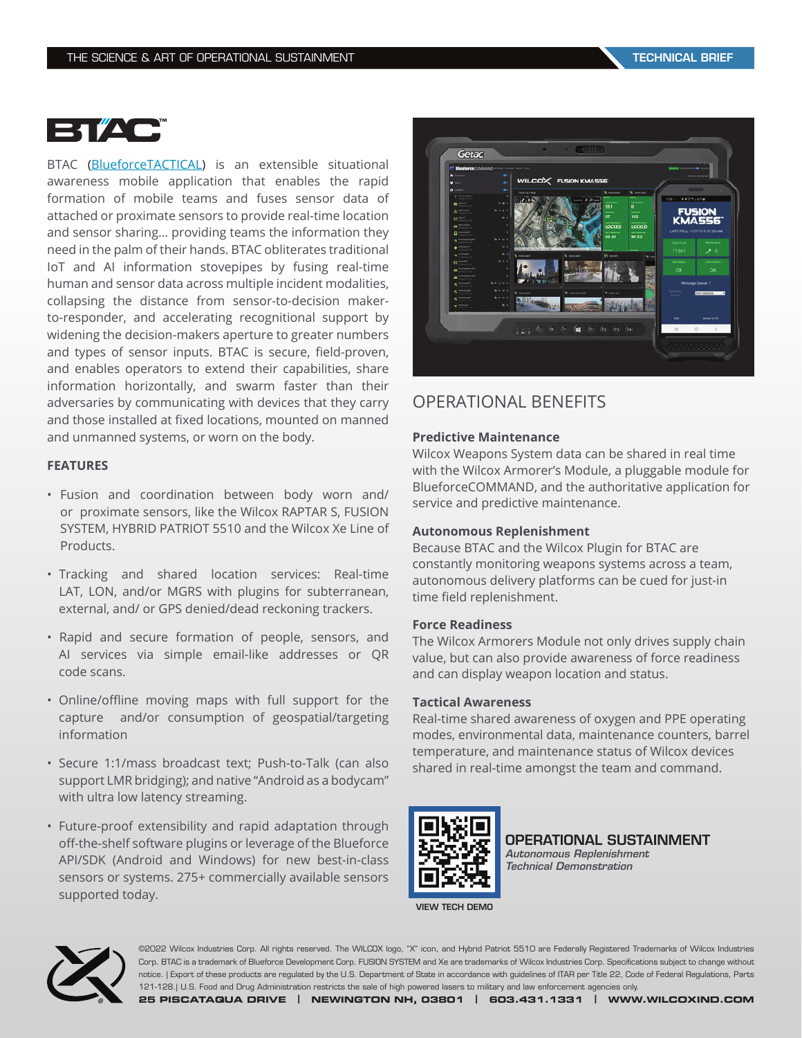# BTAC™

BTAC (BlueforceTACTICAL) is an extensible situational awareness mobile application that enables the rapid formation of mobile teams and fuses sensor data of attached or proximate sensors to provide real-time location and sensor sharing... providing teams the information they need in the palm of their hands. BTAC obliterates traditional IoT and AI information stovepipes by fusing real-time human and sensor data across multiple incident modalities, collapsing the distance from sensor-to-decision maker-to-responder, and accelerating recognitional support by widening the decision-makers aperture to greater numbers and types of sensor inputs. BTAC is secure, field-proven, and enables operators to extend their capabilities, share information horizontally, and swarm faster than their adversaries by communicating with devices that they carry and those installed at fixed locations, mounted on manned and unmanned systems, or worn on the body.

### FEATURES

- Fusion and coordination between body worn and/ or proximate sensors, like the Wilcox RAPTAR S, FUSION SYSTEM, HYBRID PATRIOT 5510 and the Wilcox Xe Line of Products.
- Tracking and shared location services: Real-time LAT, LON, and/or MGRS with plugins for subterranean, external, and/ or GPS denied/dead reckoning trackers.
- Rapid and secure formation of people, sensors, and AI services via simple email-like addresses or QR code scans.
- Online/offline moving maps with full support for the capture and/or consumption of geospatial/targeting information
- Secure 1:1/mass broadcast text; Push-to-Talk (can also support LMR bridging); and native "Android as a bodycam" with ultra low latency streaming.
- Future-proof extensibility and rapid adaptation through off-the-shelf software plugins or leverage of the Blueforce API/SDK (Android and Windows) for new best-in-class sensors or systems. 275+ commercially available sensors supported today.

## OPERATIONAL BENEFITS

### Predictive Maintenance

Wilcox Weapons System data can be shared in real time with the Wilcox Armorer's Module, a pluggable module for BlueforceCOMMAND, and the authoritative application for service and predictive maintenance.

### Autonomous Replenishment

Because BTAC and the Wilcox Plugin for BTAC are constantly monitoring weapons systems across a team, autonomous delivery platforms can be cued for just-in time field replenishment.

### Force Readiness

The Wilcox Armorers Module not only drives supply chain value, but can also provide awareness of force readiness and can display weapon location and status.

### Tactical Awareness

Real-time shared awareness of oxygen and PPE operating modes, environmental data, maintenance counters, barrel temperature, and maintenance status of Wilcox devices shared in real-time amongst the team and command.

**OPERATIONAL SUSTAINMENT**
*Autonomous Replenishment*
*Technical Demonstration*

**VIEW TECH DEMO**

©2022 Wilcox Industries Corp. All rights reserved. The WILCOX logo, "X" icon, and Hybrid Patriot 5510 are Federally Registered Trademarks of Wilcox Industries Corp. BTAC is a trademark of Blueforce Development Corp. FUSION SYSTEM and Xe are trademarks of Wilcox Industries Corp. Specifications subject to change without notice. | Export of these products are regulated by the U.S. Department of State in accordance with guidelines of ITAR per Title 22, Code of Federal Regulations, Parts 121-128.| U.S. Food and Drug Administration restricts the sale of high powered lasers to military and law enforcement agencies only.

**25 PISCATAQUA DRIVE | NEWINGTON NH, 03801 | 603.431.1331 | WWW.WILCOXIND.COM**